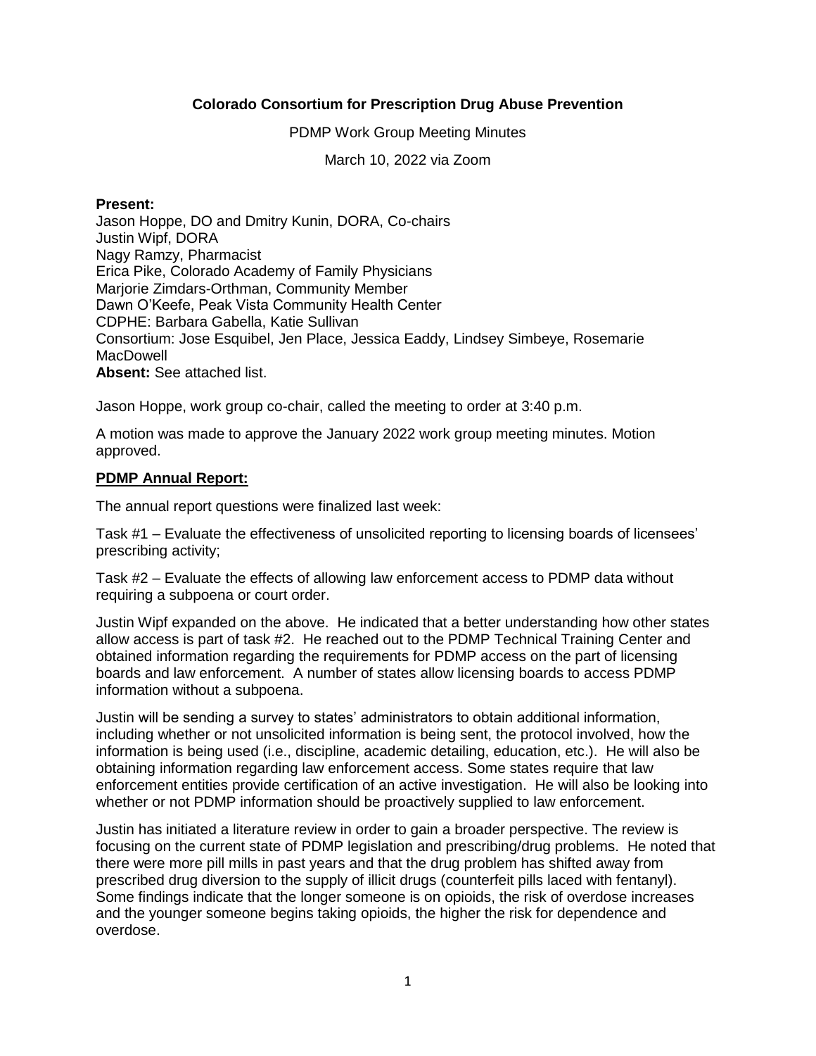**Colorado Consortium for Prescription Drug Abuse Prevention**

PDMP Work Group Meeting Minutes

March 10, 2022 via Zoom

**Present:**
Jason Hoppe, DO and Dmitry Kunin, DORA, Co-chairs
Justin Wipf, DORA
Nagy Ramzy, Pharmacist
Erica Pike, Colorado Academy of Family Physicians
Marjorie Zimdars-Orthman, Community Member
Dawn O'Keefe, Peak Vista Community Health Center
CDPHE: Barbara Gabella, Katie Sullivan
Consortium: Jose Esquibel, Jen Place, Jessica Eaddy, Lindsey Simbeye, Rosemarie MacDowell
**Absent:** See attached list.

Jason Hoppe, work group co-chair, called the meeting to order at 3:40 p.m.

A motion was made to approve the January 2022 work group meeting minutes. Motion approved.

**PDMP Annual Report:**

The annual report questions were finalized last week:

Task #1 – Evaluate the effectiveness of unsolicited reporting to licensing boards of licensees' prescribing activity;

Task #2 – Evaluate the effects of allowing law enforcement access to PDMP data without requiring a subpoena or court order.

Justin Wipf expanded on the above. He indicated that a better understanding how other states allow access is part of task #2. He reached out to the PDMP Technical Training Center and obtained information regarding the requirements for PDMP access on the part of licensing boards and law enforcement. A number of states allow licensing boards to access PDMP information without a subpoena.

Justin will be sending a survey to states' administrators to obtain additional information, including whether or not unsolicited information is being sent, the protocol involved, how the information is being used (i.e., discipline, academic detailing, education, etc.). He will also be obtaining information regarding law enforcement access. Some states require that law enforcement entities provide certification of an active investigation. He will also be looking into whether or not PDMP information should be proactively supplied to law enforcement.

Justin has initiated a literature review in order to gain a broader perspective. The review is focusing on the current state of PDMP legislation and prescribing/drug problems. He noted that there were more pill mills in past years and that the drug problem has shifted away from prescribed drug diversion to the supply of illicit drugs (counterfeit pills laced with fentanyl). Some findings indicate that the longer someone is on opioids, the risk of overdose increases and the younger someone begins taking opioids, the higher the risk for dependence and overdose.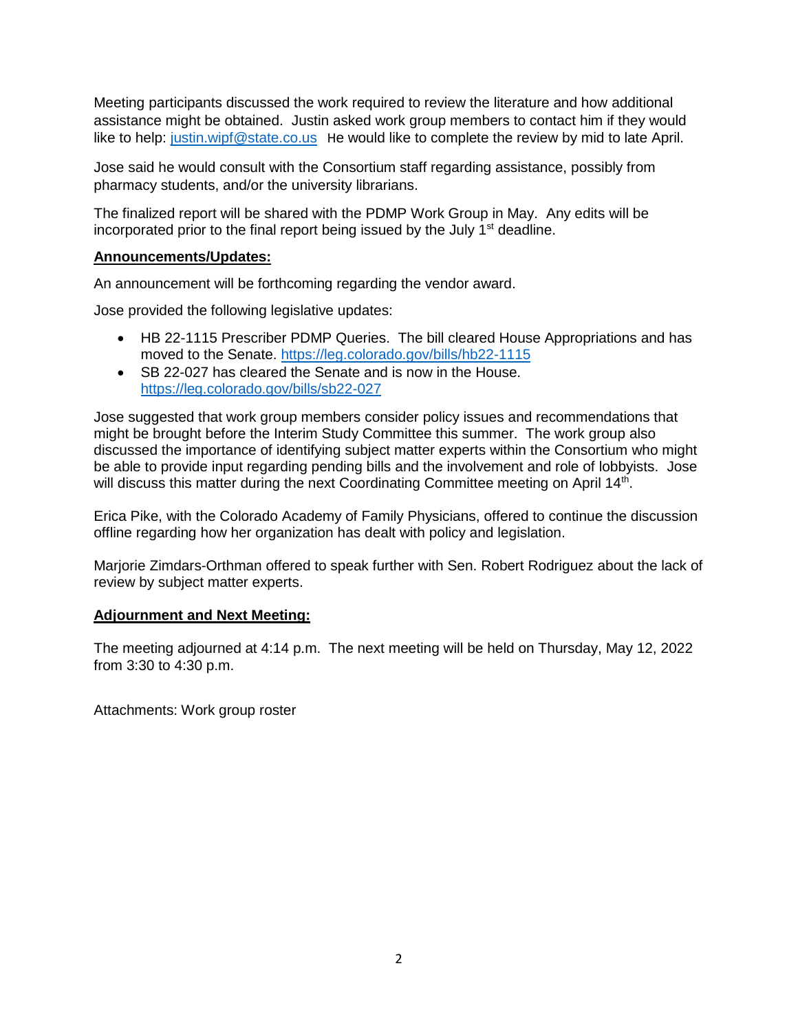Meeting participants discussed the work required to review the literature and how additional assistance might be obtained. Justin asked work group members to contact him if they would like to help: [justin.wipf@state.co.us](mailto:justin.wipf@state.co.us) He would like to complete the review by mid to late April.

Jose said he would consult with the Consortium staff regarding assistance, possibly from pharmacy students, and/or the university librarians.

The finalized report will be shared with the PDMP Work Group in May. Any edits will be incorporated prior to the final report being issued by the July 1st deadline.

**Announcements/Updates:**

An announcement will be forthcoming regarding the vendor award.

Jose provided the following legislative updates:

- HB 22-1115 Prescriber PDMP Queries. The bill cleared House Appropriations and has moved to the Senate. https://leg.colorado.gov/bills/hb22-1115
- SB 22-027 has cleared the Senate and is now in the House. https://leg.colorado.gov/bills/sb22-027

Jose suggested that work group members consider policy issues and recommendations that might be brought before the Interim Study Committee this summer. The work group also discussed the importance of identifying subject matter experts within the Consortium who might be able to provide input regarding pending bills and the involvement and role of lobbyists. Jose will discuss this matter during the next Coordinating Committee meeting on April 14th.

Erica Pike, with the Colorado Academy of Family Physicians, offered to continue the discussion offline regarding how her organization has dealt with policy and legislation.

Marjorie Zimdars-Orthman offered to speak further with Sen. Robert Rodriguez about the lack of review by subject matter experts.

**Adjournment and Next Meeting:**

The meeting adjourned at 4:14 p.m. The next meeting will be held on Thursday, May 12, 2022 from 3:30 to 4:30 p.m.

Attachments: Work group roster